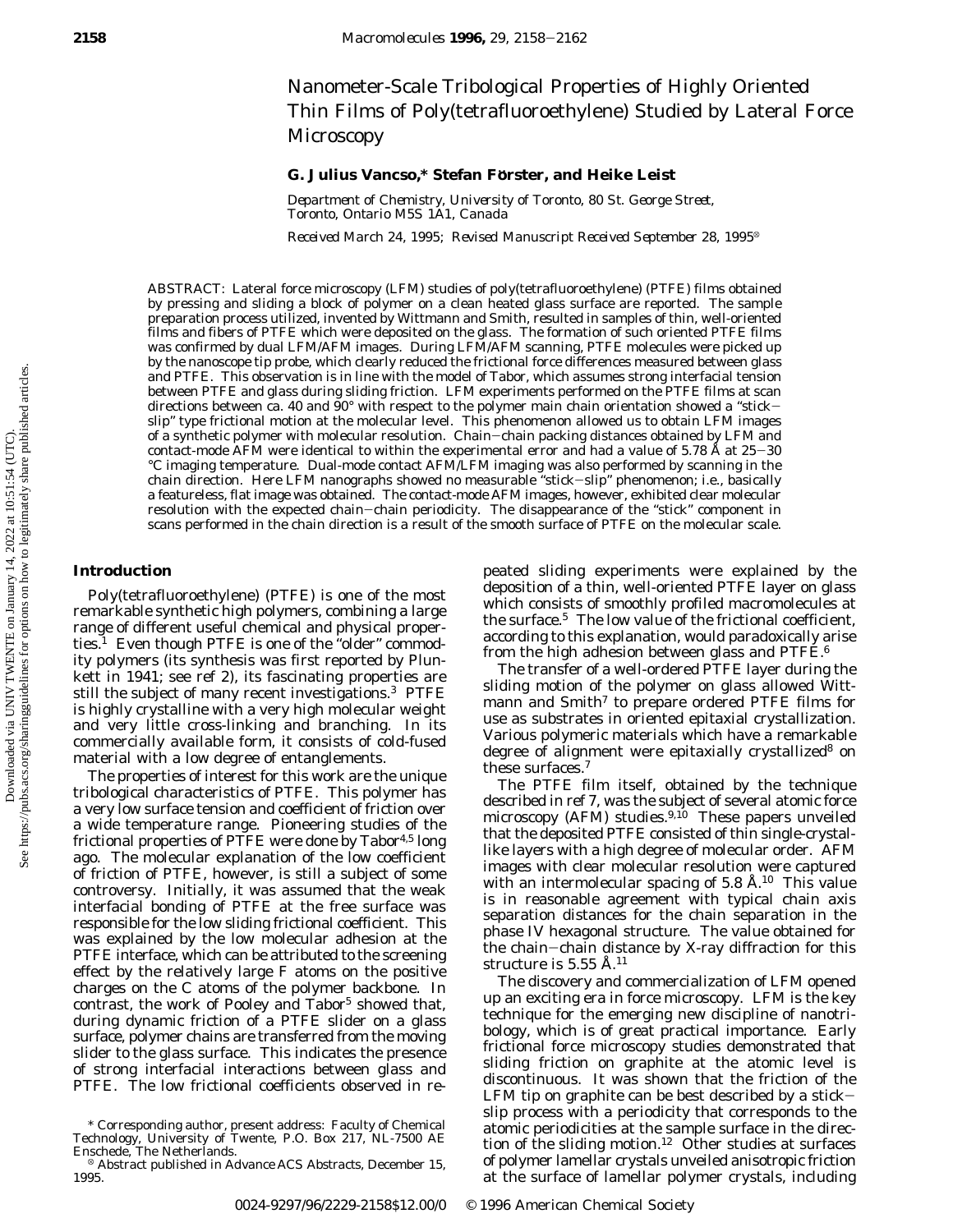# Nanometer-Scale Tribological Properties of Highly Oriented Thin Films of Poly(tetrafluoroethylene) Studied by Lateral Force Microscopy

**G. Julius Vancso,* Stefan Förster, and Heike Leist**

*Department of Chemistry, University of Toronto, 80 St. George Street, Toronto, Ontario M5S 1A1, Canada*

*Received March 24, 1995; Revised Manuscript Received September 28, 1995*[⊗]

ABSTRACT: Lateral force microscopy (LFM) studies of poly(tetrafluoroethylene) (PTFE) films obtained by pressing and sliding a block of polymer on a clean heated glass surface are reported. The sample preparation process utilized, invented by Wittmann and Smith, resulted in samples of thin, well-oriented films and fibers of PTFE which were deposited on the glass. The formation of such oriented PTFE films was confirmed by dual LFM/AFM images. During LFM/AFM scanning, PTFE molecules were picked up by the nanoscope tip probe, which clearly reduced the frictional force differences measured between glass and PTFE. This observation is in line with the model of Tabor, which assumes strong interfacial tension between PTFE and glass during sliding friction. LFM experiments performed on the PTFE films at scan directions between ca. 40 and 90° with respect to the polymer main chain orientation showed a "stick–slip" type frictional motion at the molecular level. This phenomenon allowed us to obtain LFM images of a synthetic polymer with molecular resolution. Chain–chain packing distances obtained by LFM and contact-mode AFM were identical to within the experimental error and had a value of 5.78 Å at 25–30 °C imaging temperature. Dual-mode contact AFM/LFM imaging was also performed by scanning in the chain direction. Here LFM nanographs showed no measurable "stick–slip" phenomenon; i.e., basically a featureless, flat image was obtained. The contact-mode AFM images, however, exhibited clear molecular resolution with the expected chain–chain periodicity. The disappearance of the "stick" component in scans performed in the chain direction is a result of the smooth surface of PTFE on the molecular scale.

## Introduction

Poly(tetrafluoroethylene) (PTFE) is one of the most remarkable synthetic high polymers, combining a large range of different useful chemical and physical properties.[1] Even though PTFE is one of the "older" commodity polymers (its synthesis was first reported by Plunkett in 1941; see ref 2), its fascinating properties are still the subject of many recent investigations.[3] PTFE is highly crystalline with a very high molecular weight and very little cross-linking and branching. In its commercially available form, it consists of cold-fused material with a low degree of entanglements.

The properties of interest for this work are the unique tribological characteristics of PTFE. This polymer has a very low surface tension and coefficient of friction over a wide temperature range. Pioneering studies of the frictional properties of PTFE were done by Tabor[4,5] long ago. The molecular explanation of the low coefficient of friction of PTFE, however, is still a subject of some controversy. Initially, it was assumed that the weak interfacial bonding of PTFE at the free surface was responsible for the low sliding frictional coefficient. This was explained by the low molecular adhesion at the PTFE interface, which can be attributed to the screening effect by the relatively large F atoms on the positive charges on the C atoms of the polymer backbone. In contrast, the work of Pooley and Tabor[5] showed that, during dynamic friction of a PTFE slider on a glass surface, polymer chains are transferred from the moving slider to the glass surface. This indicates the presence of strong interfacial interactions between glass and PTFE. The low frictional coefficients observed in repeated sliding experiments were explained by the deposition of a thin, well-oriented PTFE layer on glass which consists of smoothly profiled macromolecules at the surface.[5] The low value of the frictional coefficient, according to this explanation, would paradoxically arise from the high adhesion between glass and PTFE.[6]

The transfer of a well-ordered PTFE layer during the sliding motion of the polymer on glass allowed Wittmann and Smith[7] to prepare ordered PTFE films for use as substrates in oriented epitaxial crystallization. Various polymeric materials which have a remarkable degree of alignment were epitaxially crystallized[8] on these surfaces.[7]

The PTFE film itself, obtained by the technique described in ref 7, was the subject of several atomic force microscopy (AFM) studies.[9,10] These papers unveiled that the deposited PTFE consisted of thin single-crystal-like layers with a high degree of molecular order. AFM images with clear molecular resolution were captured with an intermolecular spacing of 5.8 Å.[10] This value is in reasonable agreement with typical chain axis separation distances for the chain separation in the phase IV hexagonal structure. The value obtained for the chain–chain distance by X-ray diffraction for this structure is 5.55 Å.[11]

The discovery and commercialization of LFM opened up an exciting era in force microscopy. LFM is the key technique for the emerging new discipline of nanotribology, which is of great practical importance. Early frictional force microscopy studies demonstrated that sliding friction on graphite at the atomic level is discontinuous. It was shown that the friction of the LFM tip on graphite can be best described by a stick–slip process with a periodicity that corresponds to the atomic periodicities at the sample surface in the direction of the sliding motion.[12] Other studies at surfaces of polymer lamellar crystals unveiled anisotropic friction at the surface of lamellar polymer crystals, including

\* Corresponding author, present address: Faculty of Chemical Technology, University of Twente, P.O. Box 217, NL-7500 AE Enschede, The Netherlands.

⊗ Abstract published in *Advance ACS Abstracts,* December 15, 1995.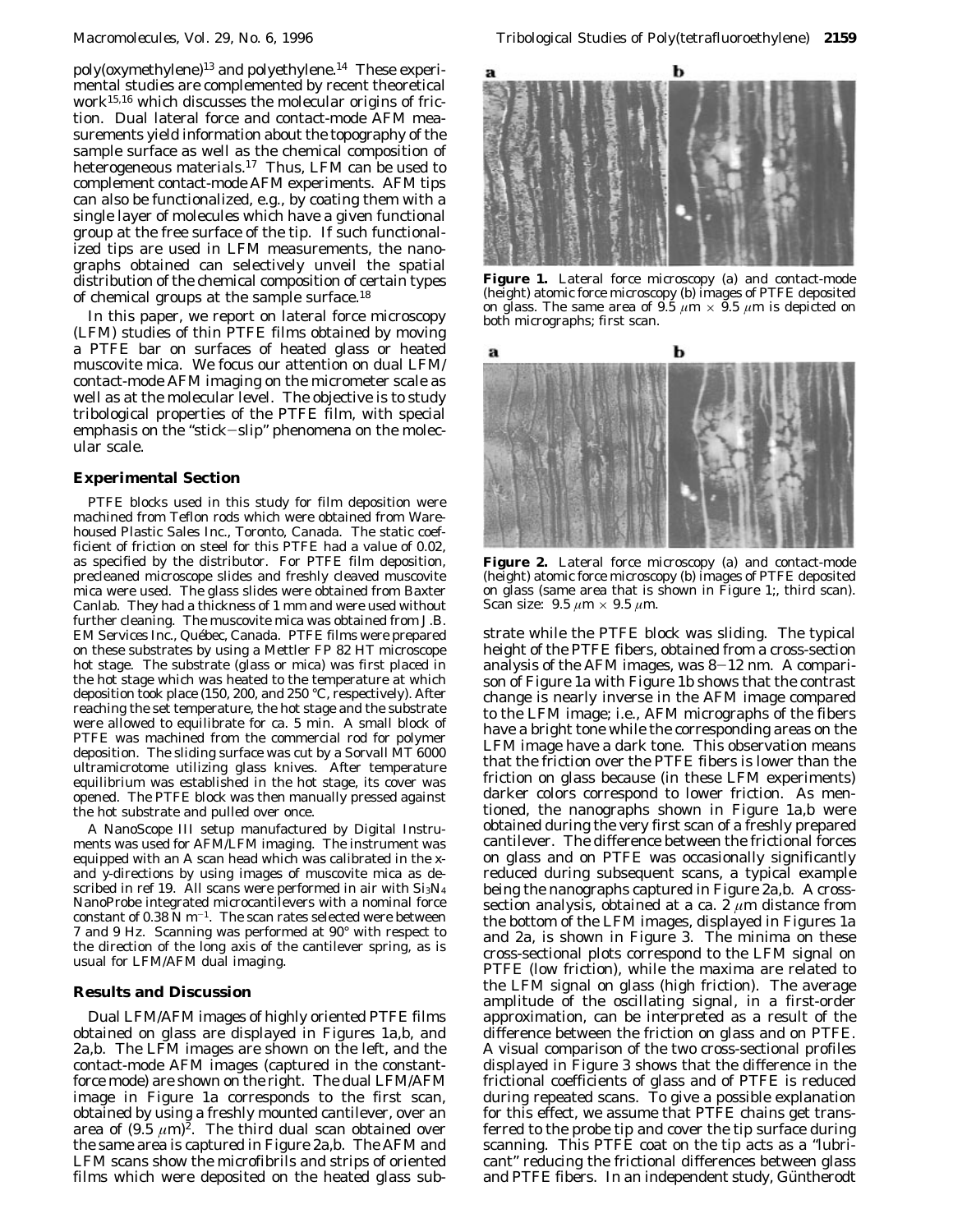poly(oxymethylene)[13] and polyethylene.[14] These experimental studies are complemented by recent theoretical work[15,16] which discusses the molecular origins of friction. Dual lateral force and contact-mode AFM measurements yield information about the topography of the sample surface as well as the chemical composition of heterogeneous materials.[17] Thus, LFM can be used to complement contact-mode AFM experiments. AFM tips can also be functionalized, e.g., by coating them with a single layer of molecules which have a given functional group at the free surface of the tip. If such functionalized tips are used in LFM measurements, the nanographs obtained can selectively unveil the spatial distribution of the chemical composition of certain types of chemical groups at the sample surface.[18]

In this paper, we report on lateral force microscopy (LFM) studies of thin PTFE films obtained by moving a PTFE bar on surfaces of heated glass or heated muscovite mica. We focus our attention on dual LFM/contact-mode AFM imaging on the micrometer scale as well as at the molecular level. The objective is to study tribological properties of the PTFE film, with special emphasis on the "stick–slip" phenomena on the molecular scale.

## Experimental Section

PTFE blocks used in this study for film deposition were machined from Teflon rods which were obtained from Warehoused Plastic Sales Inc., Toronto, Canada. The static coefficient of friction on steel for this PTFE had a value of 0.02, as specified by the distributor. For PTFE film deposition, precleaned microscope slides and freshly cleaved muscovite mica were used. The glass slides were obtained from Baxter Canlab. They had a thickness of 1 mm and were used without further cleaning. The muscovite mica was obtained from J.B. EM Services Inc., Québec, Canada. PTFE films were prepared on these substrates by using a Mettler FP 82 HT microscope hot stage. The substrate (glass or mica) was first placed in the hot stage which was heated to the temperature at which deposition took place (150, 200, and 250 °C, respectively). After reaching the set temperature, the hot stage and the substrate were allowed to equilibrate for ca. 5 min. A small block of PTFE was machined from the commercial rod for polymer deposition. The sliding surface was cut by a Sorvall MT 6000 ultramicrotome utilizing glass knives. After temperature equilibrium was established in the hot stage, its cover was opened. The PTFE block was then manually pressed against the hot substrate and pulled over once.

A NanoScope III setup manufactured by Digital Instruments was used for AFM/LFM imaging. The instrument was equipped with an A scan head which was calibrated in the x- and y-directions by using images of muscovite mica as described in ref 19. All scans were performed in air with $Si_3N_4$ NanoProbe integrated microcantilevers with a nominal force constant of 0.38 N $m^{-1}$. The scan rates selected were between 7 and 9 Hz. Scanning was performed at 90° with respect to the direction of the long axis of the cantilever spring, as is usual for LFM/AFM dual imaging.

## Results and Discussion

Dual LFM/AFM images of highly oriented PTFE films obtained on glass are displayed in Figures 1a,b, and 2a,b. The LFM images are shown on the left, and the contact-mode AFM images (captured in the constant-force mode) are shown on the right. The dual LFM/AFM image in Figure 1a corresponds to the first scan, obtained by using a freshly mounted cantilever, over an area of $(9.5\ \mu m)^2$. The third dual scan obtained over the same area is captured in Figure 2a,b. The AFM and LFM scans show the microfibrils and strips of oriented films which were deposited on the heated glass substrate while the PTFE block was sliding. The typical height of the PTFE fibers, obtained from a cross-section analysis of the AFM images, was 8–12 nm. A comparison of Figure 1a with Figure 1b shows that the contrast change is nearly inverse in the AFM image compared to the LFM image; i.e., AFM micrographs of the fibers have a bright tone while the corresponding areas on the LFM image have a dark tone. This observation means that the friction over the PTFE fibers is lower than the friction on glass because (in these LFM experiments) darker colors correspond to lower friction. As mentioned, the nanographs shown in Figure 1a,b were obtained during the very first scan of a freshly prepared cantilever. The difference between the frictional forces on glass and on PTFE was occasionally significantly reduced during subsequent scans, a typical example being the nanographs captured in Figure 2a,b. A cross-section analysis, obtained at a ca. 2 $\mu$m distance from the bottom of the LFM images, displayed in Figures 1a and 2a, is shown in Figure 3. The minima on these cross-sectional plots correspond to the LFM signal on PTFE (low friction), while the maxima are related to the LFM signal on glass (high friction). The average amplitude of the oscillating signal, in a first-order approximation, can be interpreted as a result of the difference between the friction on glass and on PTFE. A visual comparison of the two cross-sectional profiles displayed in Figure 3 shows that the difference in the frictional coefficients of glass and of PTFE is reduced during repeated scans. To give a possible explanation for this effect, we assume that PTFE chains get transferred to the probe tip and cover the tip surface during scanning. This PTFE coat on the tip acts as a "lubricant" reducing the frictional differences between glass and PTFE fibers. In an independent study, Güntherodt

**Figure 1.** Lateral force microscopy (a) and contact-mode (height) atomic force microscopy (b) images of PTFE deposited on glass. The same area of 9.5 $\mu$m × 9.5 $\mu$m is depicted on both micrographs; first scan.

**Figure 2.** Lateral force microscopy (a) and contact-mode (height) atomic force microscopy (b) images of PTFE deposited on glass (same area that is shown in Figure 1;, third scan). Scan size: 9.5 $\mu$m × 9.5 $\mu$m.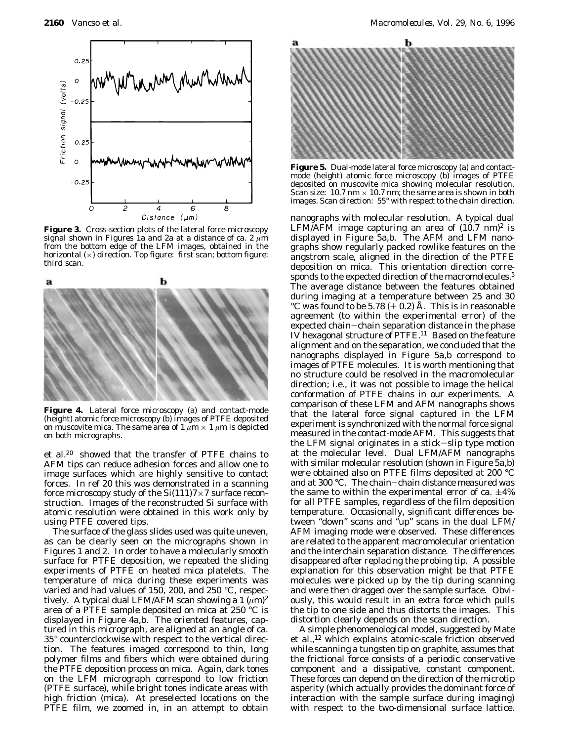**Figure 3.** Cross-section plots of the lateral force microscopy signal shown in Figures 1a and 2a at a distance of ca. 2 $\mu$m from the bottom edge of the LFM images, obtained in the horizontal ($x$) direction. Top figure: first scan; bottom figure: third scan.

**Figure 4.** Lateral force microscopy (a) and contact-mode (height) atomic force microscopy (b) images of PTFE deposited on muscovite mica. The same area of 1 $\mu$m $\times$ 1 $\mu$m is depicted on both micrographs.

et al.[20] showed that the transfer of PTFE chains to AFM tips can reduce adhesion forces and allow one to image surfaces which are highly sensitive to contact forces. In ref 20 this was demonstrated in a scanning force microscopy study of the Si(111)7×7 surface reconstruction. Images of the reconstructed Si surface with atomic resolution were obtained in this work only by using PTFE covered tips.

The surface of the glass slides used was quite uneven, as can be clearly seen on the micrographs shown in Figures 1 and 2. In order to have a molecularly smooth surface for PTFE deposition, we repeated the sliding experiments of PTFE on heated mica platelets. The temperature of mica during these experiments was varied and had values of 150, 200, and 250 °C, respectively. A typical dual LFM/AFM scan showing a 1 ($\mu$m)$^2$ area of a PTFE sample deposited on mica at 250 °C is displayed in Figure 4a,b. The oriented features, captured in this micrograph, are aligned at an angle of ca. 35° counterclockwise with respect to the vertical direction. The features imaged correspond to thin, long polymer films and fibers which were obtained during the PTFE deposition process on mica. Again, dark tones on the LFM micrograph correspond to low friction (PTFE surface), while bright tones indicate areas with high friction (mica). At preselected locations on the PTFE film, we zoomed in, in an attempt to obtain

**Figure 5.** Dual-mode lateral force microscopy (a) and contact-mode (height) atomic force microscopy (b) images of PTFE deposited on muscovite mica showing molecular resolution. Scan size: 10.7 nm × 10.7 nm; the same area is shown in both images. Scan direction: 55° with respect to the chain direction.

nanographs with molecular resolution. A typical dual LFM/AFM image capturing an area of (10.7 nm)$^2$ is displayed in Figure 5a,b. The AFM and LFM nanographs show regularly packed rowlike features on the angstrom scale, aligned in the direction of the PTFE deposition on mica. This orientation direction corresponds to the expected direction of the macromolecules.[5] The average distance between the features obtained during imaging at a temperature between 25 and 30 °C was found to be 5.78 ($\pm$ 0.2) Å. This is in reasonable agreement (to within the experimental error) of the expected chain–chain separation distance in the phase IV hexagonal structure of PTFE.[11] Based on the feature alignment and on the separation, we concluded that the nanographs displayed in Figure 5a,b correspond to images of PTFE molecules. It is worth mentioning that no structure could be resolved in the macromolecular direction; i.e., it was not possible to image the helical conformation of PTFE chains in our experiments. A comparison of these LFM and AFM nanographs shows that the lateral force signal captured in the LFM experiment is synchronized with the normal force signal measured in the contact-mode AFM. This suggests that the LFM signal originates in a stick–slip type motion at the molecular level. Dual LFM/AFM nanographs with similar molecular resolution (shown in Figure 5a,b) were obtained also on PTFE films deposited at 200 °C and at 300 °C. The chain–chain distance measured was the same to within the experimental error of ca. $\pm$4% for all PTFE samples, regardless of the film deposition temperature. Occasionally, significant differences between "down" scans and "up" scans in the dual LFM/AFM imaging mode were observed. These differences are related to the apparent macromolecular orientation and the interchain separation distance. The differences disappeared after replacing the probing tip. A possible explanation for this observation might be that PTFE molecules were picked up by the tip during scanning and were then dragged over the sample surface. Obviously, this would result in an extra force which pulls the tip to one side and thus distorts the images. This distortion clearly depends on the scan direction.

A simple phenomenological model, suggested by Mate et al.,[12] which explains atomic-scale friction observed while scanning a tungsten tip on graphite, assumes that the frictional force consists of a periodic conservative component and a dissipative, constant component. These forces can depend on the direction of the microtip asperity (which actually provides the dominant force of interaction with the sample surface during imaging) with respect to the two-dimensional surface lattice.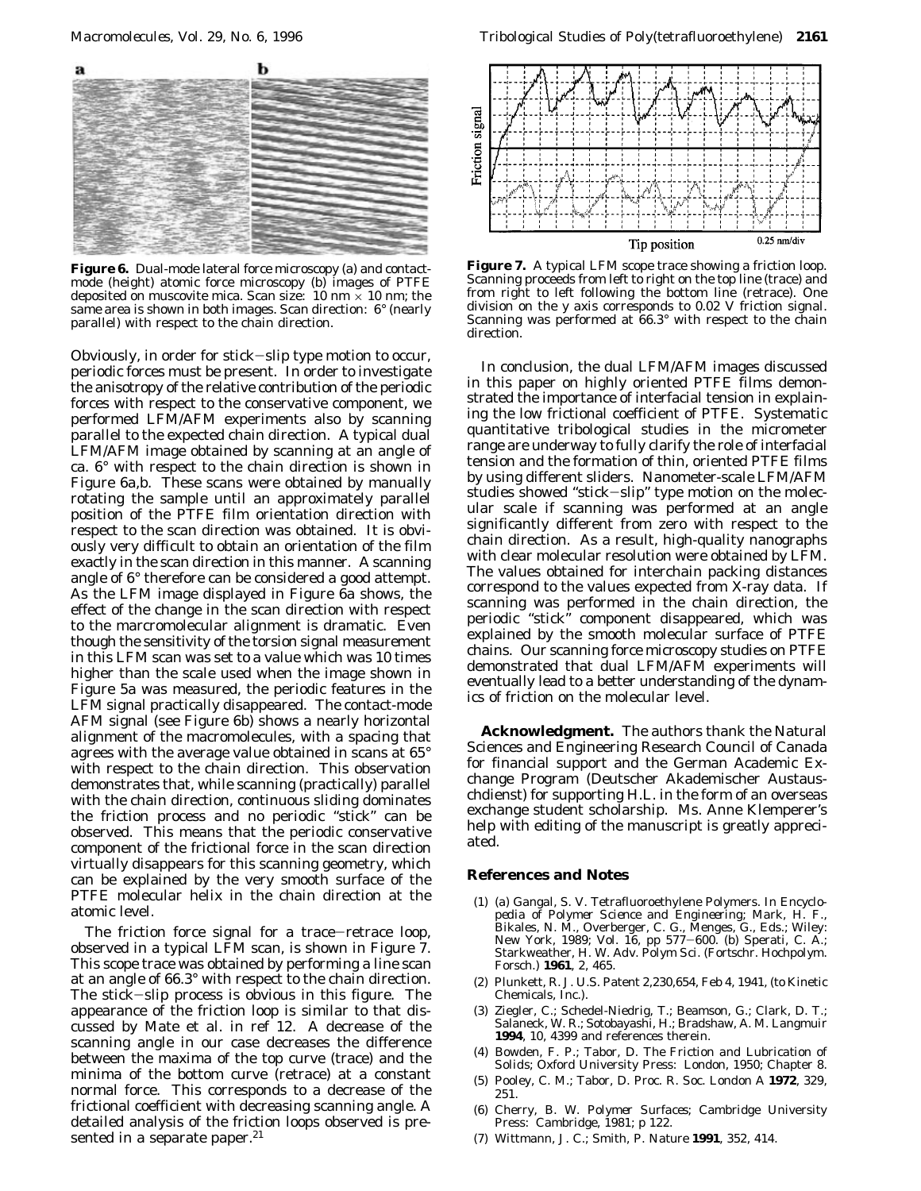**Figure 6.** Dual-mode lateral force microscopy (a) and contact-mode (height) atomic force microscopy (b) images of PTFE deposited on muscovite mica. Scan size: 10 nm × 10 nm; the same area is shown in both images. Scan direction: 6° (nearly parallel) with respect to the chain direction.

Obviously, in order for stick–slip type motion to occur, periodic forces must be present. In order to investigate the anisotropy of the relative contribution of the periodic forces with respect to the conservative component, we performed LFM/AFM experiments also by scanning parallel to the expected chain direction. A typical dual LFM/AFM image obtained by scanning at an angle of ca. 6° with respect to the chain direction is shown in Figure 6a,b. These scans were obtained by manually rotating the sample until an approximately parallel position of the PTFE film orientation direction with respect to the scan direction was obtained. It is obviously very difficult to obtain an orientation of the film exactly in the scan direction in this manner. A scanning angle of 6° therefore can be considered a good attempt. As the LFM image displayed in Figure 6a shows, the effect of the change in the scan direction with respect to the marcromolecular alignment is dramatic. Even though the sensitivity of the torsion signal measurement in this LFM scan was set to a value which was 10 times higher than the scale used when the image shown in Figure 5a was measured, the periodic features in the LFM signal practically disappeared. The contact-mode AFM signal (see Figure 6b) shows a nearly horizontal alignment of the macromolecules, with a spacing that agrees with the average value obtained in scans at 65° with respect to the chain direction. This observation demonstrates that, while scanning (practically) parallel with the chain direction, continuous sliding dominates the friction process and no periodic "stick" can be observed. This means that the periodic conservative component of the frictional force in the scan direction virtually disappears for this scanning geometry, which can be explained by the very smooth surface of the PTFE molecular helix in the chain direction at the atomic level.

The friction force signal for a trace–retrace loop, observed in a typical LFM scan, is shown in Figure 7. This scope trace was obtained by performing a line scan at an angle of 66.3° with respect to the chain direction. The stick–slip process is obvious in this figure. The appearance of the friction loop is similar to that discussed by Mate et al. in ref 12. A decrease of the scanning angle in our case decreases the difference between the maxima of the top curve (trace) and the minima of the bottom curve (retrace) at a constant normal force. This corresponds to a decrease of the frictional coefficient with decreasing scanning angle. A detailed analysis of the friction loops observed is presented in a separate paper.[21]

**Figure 7.** A typical LFM scope trace showing a friction loop. Scanning proceeds from left to right on the top line (trace) and from right to left following the bottom line (retrace). One division on the y axis corresponds to 0.02 V friction signal. Scanning was performed at 66.3° with respect to the chain direction.

In conclusion, the dual LFM/AFM images discussed in this paper on highly oriented PTFE films demonstrated the importance of interfacial tension in explaining the low frictional coefficient of PTFE. Systematic quantitative tribological studies in the micrometer range are underway to fully clarify the role of interfacial tension and the formation of thin, oriented PTFE films by using different sliders. Nanometer-scale LFM/AFM studies showed "stick–slip" type motion on the molecular scale if scanning was performed at an angle significantly different from zero with respect to the chain direction. As a result, high-quality nanographs with clear molecular resolution were obtained by LFM. The values obtained for interchain packing distances correspond to the values expected from X-ray data. If scanning was performed in the chain direction, the periodic "stick" component disappeared, which was explained by the smooth molecular surface of PTFE chains. Our scanning force microscopy studies on PTFE demonstrated that dual LFM/AFM experiments will eventually lead to a better understanding of the dynamics of friction on the molecular level.

**Acknowledgment.** The authors thank the Natural Sciences and Engineering Research Council of Canada for financial support and the German Academic Exchange Program (Deutscher Akademischer Austauschdienst) for supporting H.L. in the form of an overseas exchange student scholarship. Ms. Anne Klemperer's help with editing of the manuscript is greatly appreciated.

## References and Notes

(1) (a) Gangal, S. V. Tetrafluoroethylene Polymers. In *Encyclopedia of Polymer Science and Engineering*; Mark, H. F., Bikales, N. M., Overberger, C. G., Menges, G., Eds.; Wiley: New York, 1989; Vol. 16, pp 577–600. (b) Sperati, C. A.; Starkweather, H. W. *Adv. Polym Sci. (Fortschr. Hochpolym. Forsch.)* **1961**, *2*, 465.

(2) Plunkett, R. J. U.S. Patent 2,230,654, Feb 4, 1941, (to Kinetic Chemicals, Inc.).

(3) Ziegler, C.; Schedel-Niedrig, T.; Beamson, G.; Clark, D. T.; Salaneck, W. R.; Sotobayashi, H.; Bradshaw, A. M. *Langmuir* **1994**, *10*, 4399 and references therein.

(4) Bowden, F. P.; Tabor, D. *The Friction and Lubrication of Solids*; Oxford University Press: London, 1950; Chapter 8.

(5) Pooley, C. M.; Tabor, D. *Proc. R. Soc. London A* **1972**, *329*, 251.

(6) Cherry, B. W. *Polymer Surfaces*; Cambridge University Press: Cambridge, 1981; p 122.

(7) Wittmann, J. C.; Smith, P. *Nature* **1991**, *352*, 414.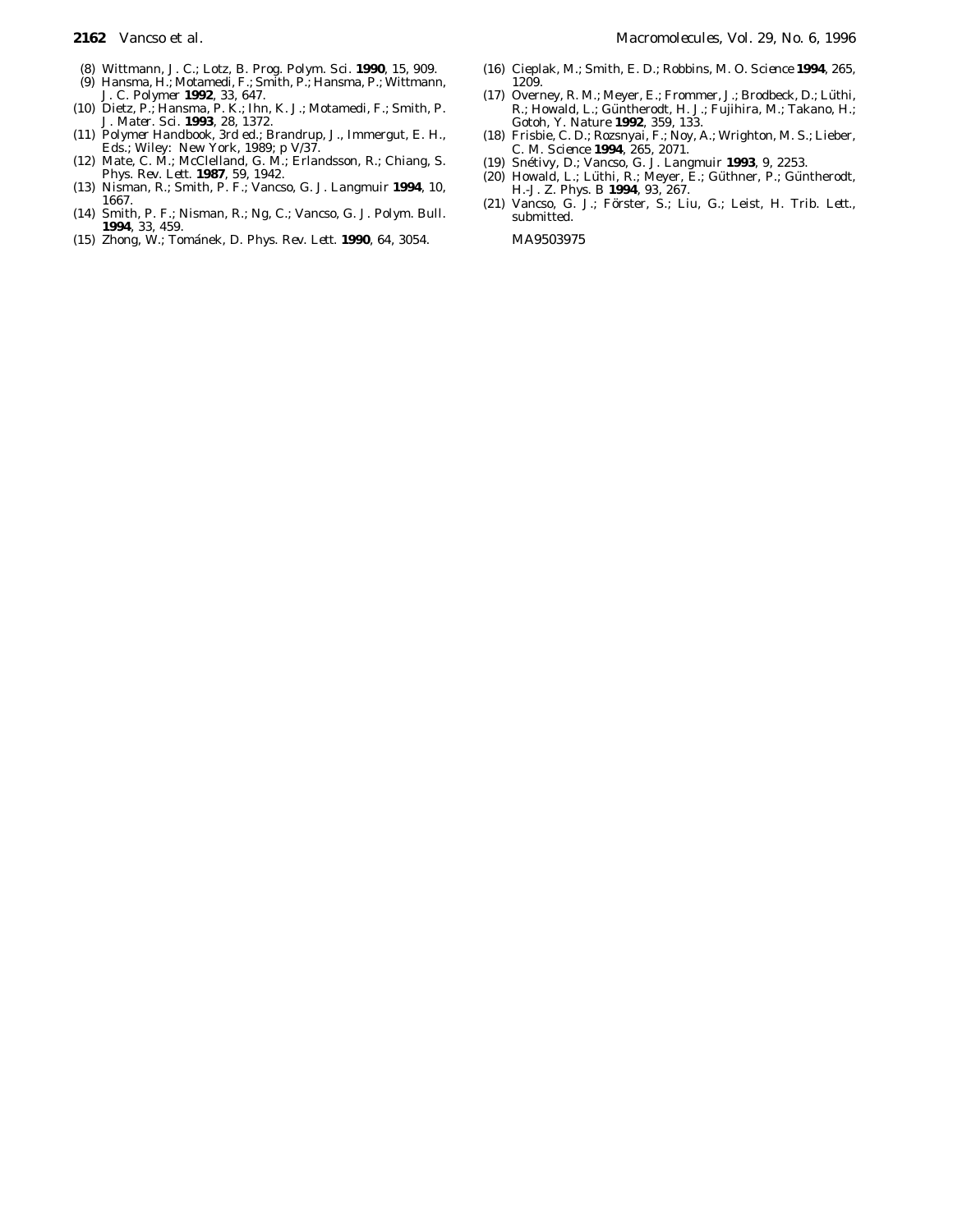(8) Wittmann, J. C.; Lotz, B. *Prog. Polym. Sci.* **1990**, 15, 909.

(9) Hansma, H.; Motamedi, F.; Smith, P.; Hansma, P.; Wittmann, J. C. *Polymer* **1992**, 33, 647.

(10) Dietz, P.; Hansma, P. K.; Ihn, K. J.; Motamedi, F.; Smith, P. *J. Mater. Sci.* **1993**, 28, 1372.

(11) *Polymer Handbook*, 3rd ed.; Brandrup, J., Immergut, E. H., Eds.; Wiley: New York, 1989; p V/37.

(12) Mate, C. M.; McClelland, G. M.; Erlandsson, R.; Chiang, S. *Phys. Rev. Lett.* **1987**, 59, 1942.

(13) Nisman, R.; Smith, P. F.; Vancso, G. J. *Langmuir* **1994**, 10, 1667.

(14) Smith, P. F.; Nisman, R.; Ng, C.; Vancso, G. J. *Polym. Bull.* **1994**, 33, 459.

(15) Zhong, W.; Tománek, D. *Phys. Rev. Lett.* **1990**, 64, 3054.

(16) Cieplak, M.; Smith, E. D.; Robbins, M. O. *Science* **1994**, 265, 1209.

(17) Overney, R. M.; Meyer, E.; Frommer, J.; Brodbeck, D.; Lüthi, R.; Howald, L.; Güntherodt, H. J.; Fujihira, M.; Takano, H.; Gotoh, Y. *Nature* **1992**, 359, 133.

(18) Frisbie, C. D.; Rozsnyai, F.; Noy, A.; Wrighton, M. S.; Lieber, C. M. *Science* **1994**, 265, 2071.

(19) Snétivy, D.; Vancso, G. J. *Langmuir* **1993**, 9, 2253.

(20) Howald, L.; Lüthi, R.; Meyer, E.; Güthner, P.; Güntherodt, H.-J. *Z. Phys. B* **1994**, 93, 267.

(21) Vancso, G. J.; Förster, S.; Liu, G.; Leist, H. *Trib. Lett.*, submitted.

MA9503975